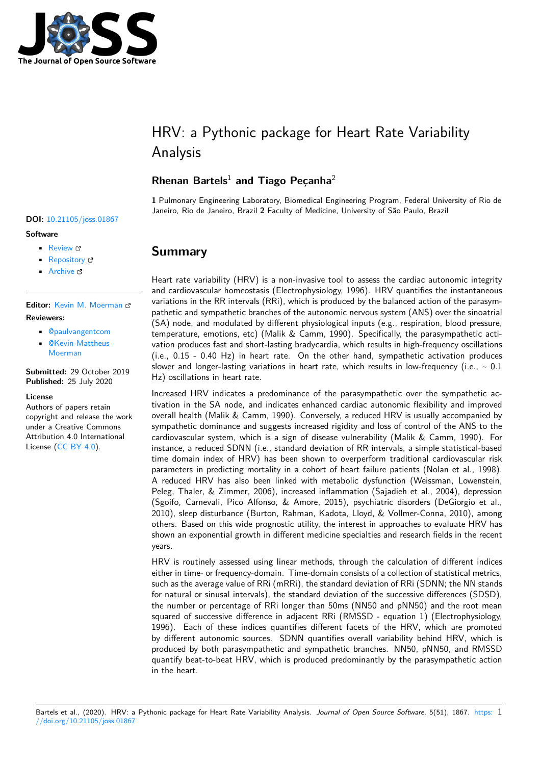# HRV: a Pythonic package for Heart Rate Variability Analysis

**Rhenan Bartels**[1] **and Tiago Peçanha**[2]

**1** Pulmonary Engineering Laboratory, Biomedical Engineering Program, Federal University of Rio de Janeiro, Rio de Janeiro, Brazil **2** Faculty of Medicine, University of São Paulo, Brazil

**DOI:** 10.21105/joss.01867

**Software**

- Review
- Repository
- Archive

**Editor:** Kevin M. Moerman

**Reviewers:**

- @paulvangentcom
- @Kevin-Mattheus-Moerman

**Submitted:** 29 October 2019
**Published:** 25 July 2020

**License**
Authors of papers retain copyright and release the work under a Creative Commons Attribution 4.0 International License (CC BY 4.0).

## Summary

Heart rate variability (HRV) is a non-invasive tool to assess the cardiac autonomic integrity and cardiovascular homeostasis (Electrophysiology, 1996). HRV quantifies the instantaneous variations in the RR intervals (RRi), which is produced by the balanced action of the parasympathetic and sympathetic branches of the autonomic nervous system (ANS) over the sinoatrial (SA) node, and modulated by different physiological inputs (e.g., respiration, blood pressure, temperature, emotions, etc) (Malik & Camm, 1990). Specifically, the parasympathetic activation produces fast and short-lasting bradycardia, which results in high-frequency oscillations (i.e., 0.15 - 0.40 Hz) in heart rate. On the other hand, sympathetic activation produces slower and longer-lasting variations in heart rate, which results in low-frequency (i.e., ~ 0.1 Hz) oscillations in heart rate.

Increased HRV indicates a predominance of the parasympathetic over the sympathetic activation in the SA node, and indicates enhanced cardiac autonomic flexibility and improved overall health (Malik & Camm, 1990). Conversely, a reduced HRV is usually accompanied by sympathetic dominance and suggests increased rigidity and loss of control of the ANS to the cardiovascular system, which is a sign of disease vulnerability (Malik & Camm, 1990). For instance, a reduced SDNN (i.e., standard deviation of RR intervals, a simple statistical-based time domain index of HRV) has been shown to overperform traditional cardiovascular risk parameters in predicting mortality in a cohort of heart failure patients (Nolan et al., 1998). A reduced HRV has also been linked with metabolic dysfunction (Weissman, Lowenstein, Peleg, Thaler, & Zimmer, 2006), increased inflammation (Sajadieh et al., 2004), depression (Sgoifo, Carnevali, Pico Alfonso, & Amore, 2015), psychiatric disorders (DeGiorgio et al., 2010), sleep disturbance (Burton, Rahman, Kadota, Lloyd, & Vollmer-Conna, 2010), among others. Based on this wide prognostic utility, the interest in approaches to evaluate HRV has shown an exponential growth in different medicine specialties and research fields in the recent years.

HRV is routinely assessed using linear methods, through the calculation of different indices either in time- or frequency-domain. Time-domain consists of a collection of statistical metrics, such as the average value of RRi (mRRi), the standard deviation of RRi (SDNN; the NN stands for natural or sinusal intervals), the standard deviation of the successive differences (SDSD), the number or percentage of RRi longer than 50ms (NN50 and pNN50) and the root mean squared of successive difference in adjacent RRi (RMSSD - equation 1) (Electrophysiology, 1996). Each of these indices quantifies different facets of the HRV, which are promoted by different autonomic sources. SDNN quantifies overall variability behind HRV, which is produced by both parasympathetic and sympathetic branches. NN50, pNN50, and RMSSD quantify beat-to-beat HRV, which is produced predominantly by the parasympathetic action in the heart.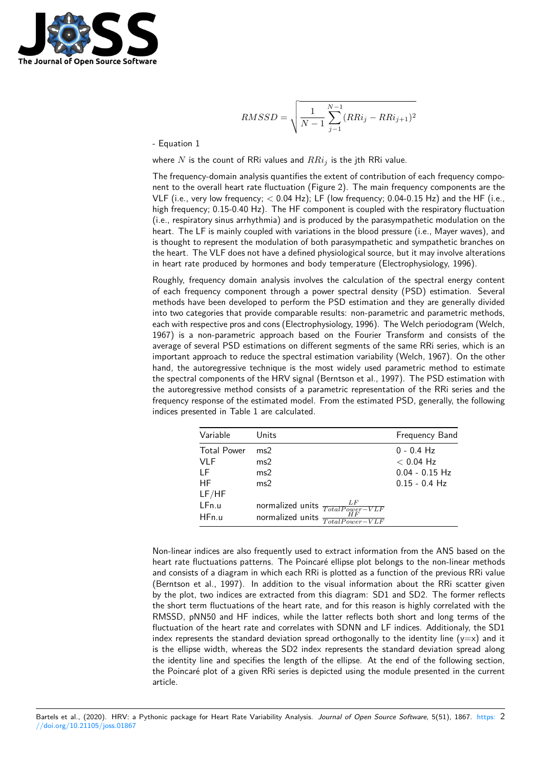$$RMSSD = \sqrt{\frac{1}{N-1}\sum_{j-1}^{N-1}(RRi_j - RRi_{j+1})^2}$$

- Equation 1

where $N$ is the count of RRi values and $RRi_j$ is the jth RRi value.

The frequency-domain analysis quantifies the extent of contribution of each frequency component to the overall heart rate fluctuation (Figure 2). The main frequency components are the VLF (i.e., very low frequency; $<$ 0.04 Hz); LF (low frequency; 0.04-0.15 Hz) and the HF (i.e., high frequency; 0.15-0.40 Hz). The HF component is coupled with the respiratory fluctuation (i.e., respiratory sinus arrhythmia) and is produced by the parasympathetic modulation on the heart. The LF is mainly coupled with variations in the blood pressure (i.e., Mayer waves), and is thought to represent the modulation of both parasympathetic and sympathetic branches on the heart. The VLF does not have a defined physiological source, but it may involve alterations in heart rate produced by hormones and body temperature (Electrophysiology, 1996).

Roughly, frequency domain analysis involves the calculation of the spectral energy content of each frequency component through a power spectral density (PSD) estimation. Several methods have been developed to perform the PSD estimation and they are generally divided into two categories that provide comparable results: non-parametric and parametric methods, each with respective pros and cons (Electrophysiology, 1996). The Welch periodogram (Welch, 1967) is a non-parametric approach based on the Fourier Transform and consists of the average of several PSD estimations on different segments of the same RRi series, which is an important approach to reduce the spectral estimation variability (Welch, 1967). On the other hand, the autoregressive technique is the most widely used parametric method to estimate the spectral components of the HRV signal (Berntson et al., 1997). The PSD estimation with the autoregressive method consists of a parametric representation of the RRi series and the frequency response of the estimated model. From the estimated PSD, generally, the following indices presented in Table 1 are calculated.

| Variable | Units | Frequency Band |
|---|---|---|
| Total Power | ms2 | 0 - 0.4 Hz |
| VLF | ms2 | $<$ 0.04 Hz |
| LF | ms2 | 0.04 - 0.15 Hz |
| HF | ms2 | 0.15 - 0.4 Hz |
| LF/HF | | |
| LFn.u | normalized units $\frac{LF}{TotalPower-VLF}$ | |
| HFn.u | normalized units $\frac{HF}{TotalPower-VLF}$ | |

Non-linear indices are also frequently used to extract information from the ANS based on the heart rate fluctuations patterns. The Poincaré ellipse plot belongs to the non-linear methods and consists of a diagram in which each RRi is plotted as a function of the previous RRi value (Berntson et al., 1997). In addition to the visual information about the RRi scatter given by the plot, two indices are extracted from this diagram: SD1 and SD2. The former reflects the short term fluctuations of the heart rate, and for this reason is highly correlated with the RMSSD, pNN50 and HF indices, while the latter reflects both short and long terms of the fluctuation of the heart rate and correlates with SDNN and LF indices. Additionaly, the SD1 index represents the standard deviation spread orthogonally to the identity line (y=x) and it is the ellipse width, whereas the SD2 index represents the standard deviation spread along the identity line and specifies the length of the ellipse. At the end of the following section, the Poincaré plot of a given RRi series is depicted using the module presented in the current article.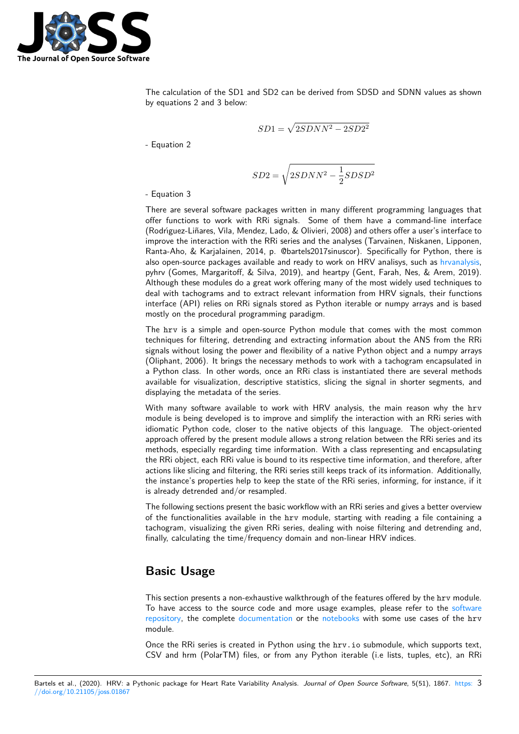The calculation of the SD1 and SD2 can be derived from SDSD and SDNN values as shown by equations 2 and 3 below:

$$SD1 = \sqrt{2SDNN^2 - 2SD2^2}$$

- Equation 2

$$SD2 = \sqrt{2SDNN^2 - \frac{1}{2}SDSD^2}$$

- Equation 3

There are several software packages written in many different programming languages that offer functions to work with RRi signals. Some of them have a command-line interface (Rodríguez-Liñares, Vila, Mendez, Lado, & Olivieri, 2008) and others offer a user's interface to improve the interaction with the RRi series and the analyses (Tarvainen, Niskanen, Lipponen, Ranta-Aho, & Karjalainen, 2014, p. @bartels2017sinuscor). Specifically for Python, there is also open-source packages available and ready to work on HRV analisys, such as hrvanalysis, pyhrv (Gomes, Margaritoff, & Silva, 2019), and heartpy (Gent, Farah, Nes, & Arem, 2019). Although these modules do a great work offering many of the most widely used techniques to deal with tachograms and to extract relevant information from HRV signals, their functions interface (API) relies on RRi signals stored as Python iterable or numpy arrays and is based mostly on the procedural programming paradigm.

The `hrv` is a simple and open-source Python module that comes with the most common techniques for filtering, detrending and extracting information about the ANS from the RRi signals without losing the power and flexibility of a native Python object and a numpy arrays (Oliphant, 2006). It brings the necessary methods to work with a tachogram encapsulated in a Python class. In other words, once an RRi class is instantiated there are several methods available for visualization, descriptive statistics, slicing the signal in shorter segments, and displaying the metadata of the series.

With many software available to work with HRV analysis, the main reason why the `hrv` module is being developed is to improve and simplify the interaction with an RRi series with idiomatic Python code, closer to the native objects of this language. The object-oriented approach offered by the present module allows a strong relation between the RRi series and its methods, especially regarding time information. With a class representing and encapsulating the RRi object, each RRi value is bound to its respective time information, and therefore, after actions like slicing and filtering, the RRi series still keeps track of its information. Additionally, the instance's properties help to keep the state of the RRi series, informing, for instance, if it is already detrended and/or resampled.

The following sections present the basic workflow with an RRi series and gives a better overview of the functionalities available in the `hrv` module, starting with reading a file containing a tachogram, visualizing the given RRi series, dealing with noise filtering and detrending and, finally, calculating the time/frequency domain and non-linear HRV indices.

# Basic Usage

This section presents a non-exhaustive walkthrough of the features offered by the `hrv` module. To have access to the source code and more usage examples, please refer to the software repository, the complete documentation or the notebooks with some use cases of the `hrv` module.

Once the RRi series is created in Python using the `hrv.io` submodule, which supports text, CSV and hrm (PolarTM) files, or from any Python iterable (i.e lists, tuples, etc), an RRi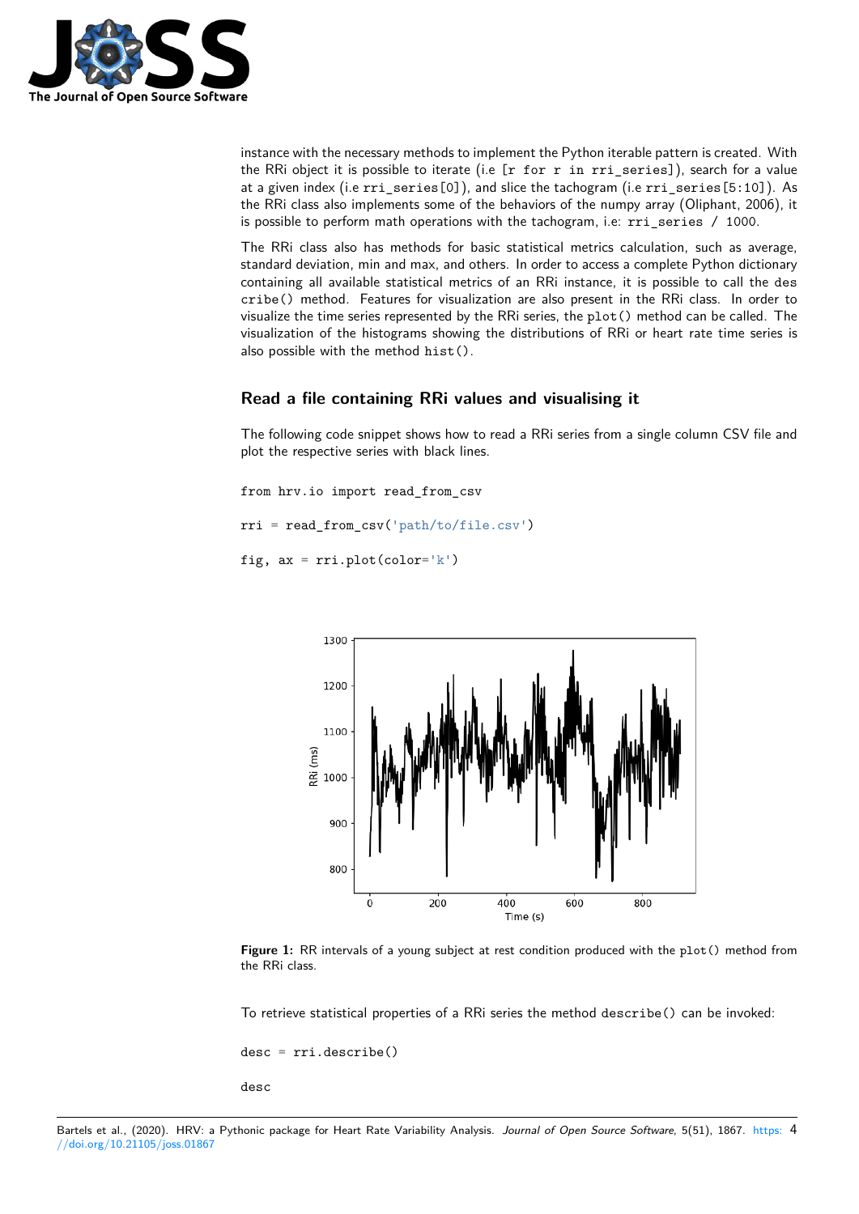instance with the necessary methods to implement the Python iterable pattern is created. With the RRi object it is possible to iterate (i.e `[r for r in rri_series]`), search for a value at a given index (i.e `rri_series[0]`), and slice the tachogram (i.e `rri_series[5:10]`). As the RRi class also implements some of the behaviors of the numpy array (Oliphant, 2006), it is possible to perform math operations with the tachogram, i.e: `rri_series / 1000`.

The RRi class also has methods for basic statistical metrics calculation, such as average, standard deviation, min and max, and others. In order to access a complete Python dictionary containing all available statistical metrics of an RRi instance, it is possible to call the `describe()` method. Features for visualization are also present in the RRi class. In order to visualize the time series represented by the RRi series, the `plot()` method can be called. The visualization of the histograms showing the distributions of RRi or heart rate time series is also possible with the method `hist()`.

## Read a file containing RRi values and visualising it

The following code snippet shows how to read a RRi series from a single column CSV file and plot the respective series with black lines.

```
from hrv.io import read_from_csv

rri = read_from_csv('path/to/file.csv')

fig, ax = rri.plot(color='k')
```

**Figure 1:** RR intervals of a young subject at rest condition produced with the `plot()` method from the RRi class.

To retrieve statistical properties of a RRi series the method `describe()` can be invoked:

```
desc = rri.describe()

desc
```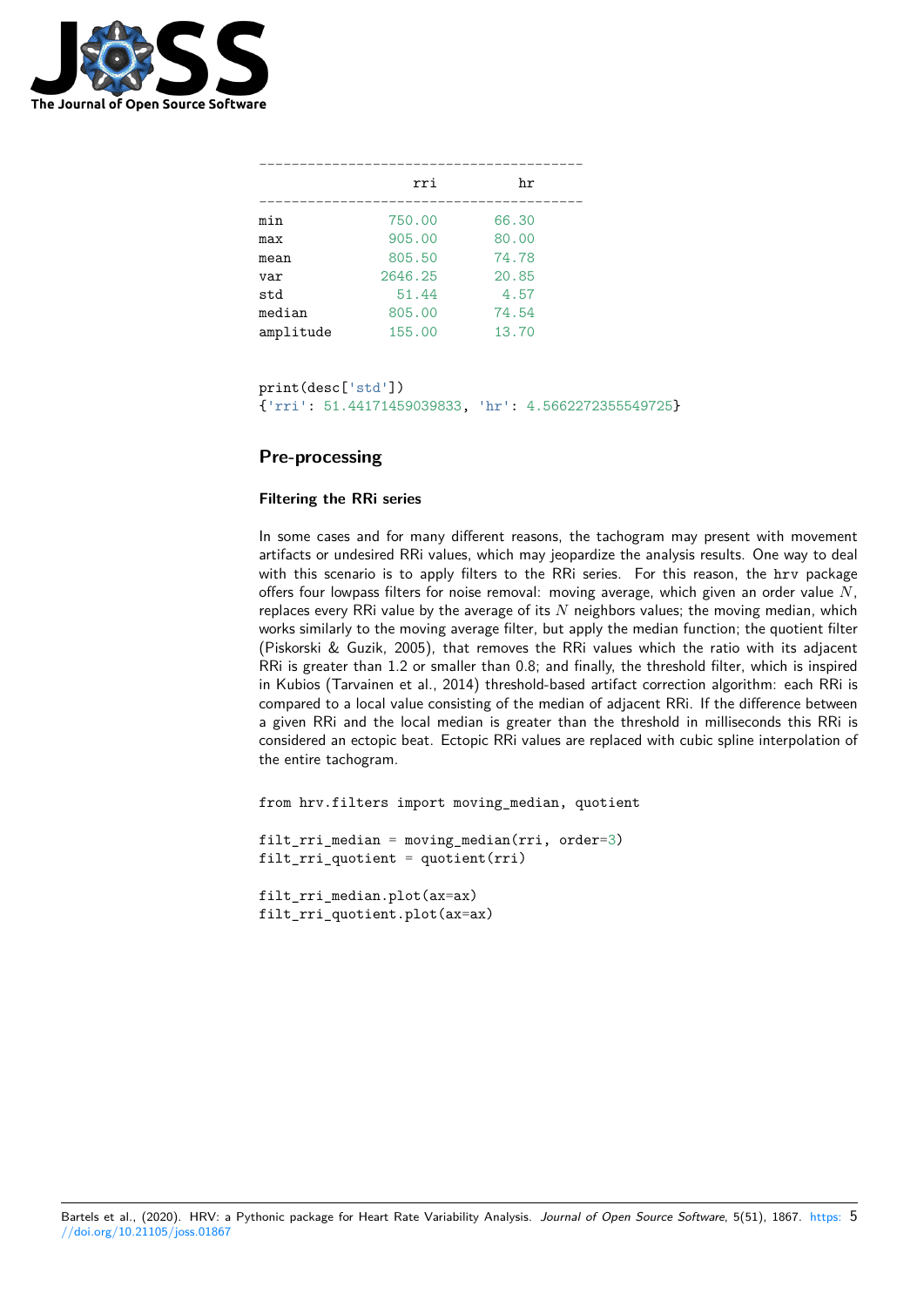```
----------------------------------------
                 rri          hr
----------------------------------------
min           750.00       66.30
max           905.00       80.00
mean          805.50       74.78
var          2646.25       20.85
std            51.44        4.57
median        805.00       74.54
amplitude     155.00       13.70
```

```
print(desc['std'])
{'rri': 51.44171459039833, 'hr': 4.5662272355549725}
```

## Pre-processing

### Filtering the RRi series

In some cases and for many different reasons, the tachogram may present with movement artifacts or undesired RRi values, which may jeopardize the analysis results. One way to deal with this scenario is to apply filters to the RRi series. For this reason, the `hrv` package offers four lowpass filters for noise removal: moving average, which given an order value $N$, replaces every RRi value by the average of its $N$ neighbors values; the moving median, which works similarly to the moving average filter, but apply the median function; the quotient filter (Piskorski & Guzik, 2005), that removes the RRi values which the ratio with its adjacent RRi is greater than 1.2 or smaller than 0.8; and finally, the threshold filter, which is inspired in Kubios (Tarvainen et al., 2014) threshold-based artifact correction algorithm: each RRi is compared to a local value consisting of the median of adjacent RRi. If the difference between a given RRi and the local median is greater than the threshold in milliseconds this RRi is considered an ectopic beat. Ectopic RRi values are replaced with cubic spline interpolation of the entire tachogram.

```
from hrv.filters import moving_median, quotient

filt_rri_median = moving_median(rri, order=3)
filt_rri_quotient = quotient(rri)

filt_rri_median.plot(ax=ax)
filt_rri_quotient.plot(ax=ax)
```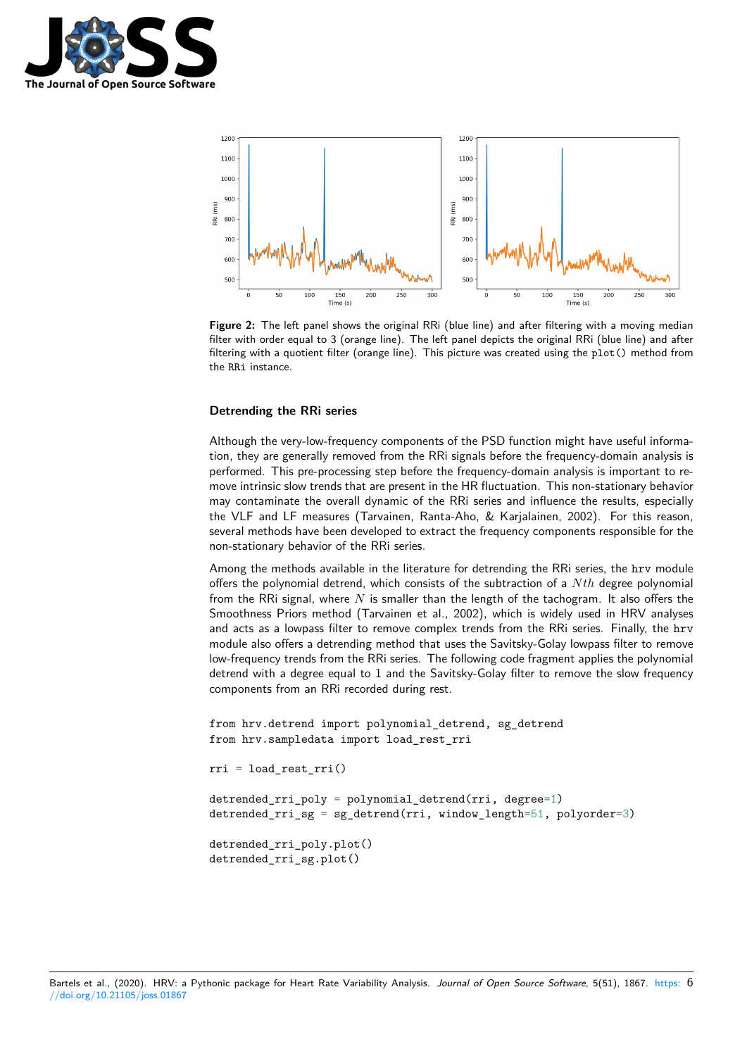**Figure 2:** The left panel shows the original RRi (blue line) and after filtering with a moving median filter with order equal to 3 (orange line). The left panel depicts the original RRi (blue line) and after filtering with a quotient filter (orange line). This picture was created using the `plot()` method from the `RRi` instance.

### Detrending the RRi series

Although the very-low-frequency components of the PSD function might have useful information, they are generally removed from the RRi signals before the frequency-domain analysis is performed. This pre-processing step before the frequency-domain analysis is important to remove intrinsic slow trends that are present in the HR fluctuation. This non-stationary behavior may contaminate the overall dynamic of the RRi series and influence the results, especially the VLF and LF measures (Tarvainen, Ranta-Aho, & Karjalainen, 2002). For this reason, several methods have been developed to extract the frequency components responsible for the non-stationary behavior of the RRi series.

Among the methods available in the literature for detrending the RRi series, the `hrv` module offers the polynomial detrend, which consists of the subtraction of a $Nth$ degree polynomial from the RRi signal, where $N$ is smaller than the length of the tachogram. It also offers the Smoothness Priors method (Tarvainen et al., 2002), which is widely used in HRV analyses and acts as a lowpass filter to remove complex trends from the RRi series. Finally, the `hrv` module also offers a detrending method that uses the Savitsky-Golay lowpass filter to remove low-frequency trends from the RRi series. The following code fragment applies the polynomial detrend with a degree equal to 1 and the Savitsky-Golay filter to remove the slow frequency components from an RRi recorded during rest.

```
from hrv.detrend import polynomial_detrend, sg_detrend
from hrv.sampledata import load_rest_rri

rri = load_rest_rri()

detrended_rri_poly = polynomial_detrend(rri, degree=1)
detrended_rri_sg = sg_detrend(rri, window_length=51, polyorder=3)

detrended_rri_poly.plot()
detrended_rri_sg.plot()
```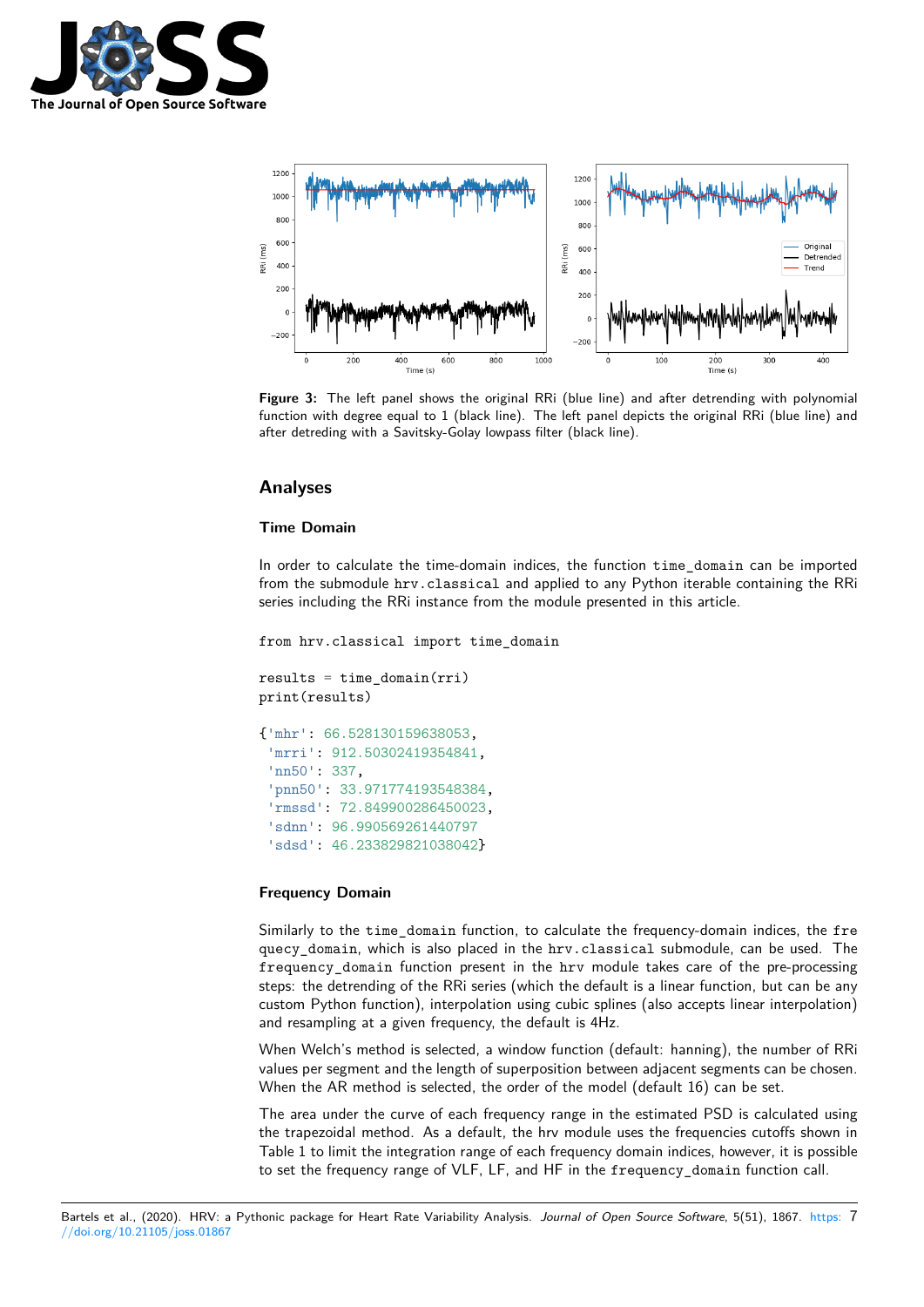**Figure 3:** The left panel shows the original RRi (blue line) and after detrending with polynomial function with degree equal to 1 (black line). The left panel depicts the original RRi (blue line) and after detreding with a Savitsky-Golay lowpass filter (black line).

## Analyses

### Time Domain

In order to calculate the time-domain indices, the function `time_domain` can be imported from the submodule `hrv.classical` and applied to any Python iterable containing the RRi series including the RRi instance from the module presented in this article.

```
from hrv.classical import time_domain

results = time_domain(rri)
print(results)

{'mhr': 66.528130159638053,
 'mrri': 912.50302419354841,
 'nn50': 337,
 'pnn50': 33.971774193548384,
 'rmssd': 72.849900286450023,
 'sdnn': 96.990569261440797
 'sdsd': 46.233829821038042}
```

### Frequency Domain

Similarly to the `time_domain` function, to calculate the frequency-domain indices, the `frequecy_domain`, which is also placed in the `hrv.classical` submodule, can be used. The `frequency_domain` function present in the `hrv` module takes care of the pre-processing steps: the detrending of the RRi series (which the default is a linear function, but can be any custom Python function), interpolation using cubic splines (also accepts linear interpolation) and resampling at a given frequency, the default is 4Hz.

When Welch's method is selected, a window function (default: hanning), the number of RRi values per segment and the length of superposition between adjacent segments can be chosen. When the AR method is selected, the order of the model (default 16) can be set.

The area under the curve of each frequency range in the estimated PSD is calculated using the trapezoidal method. As a default, the hrv module uses the frequencies cutoffs shown in Table 1 to limit the integration range of each frequency domain indices, however, it is possible to set the frequency range of VLF, LF, and HF in the `frequency_domain` function call.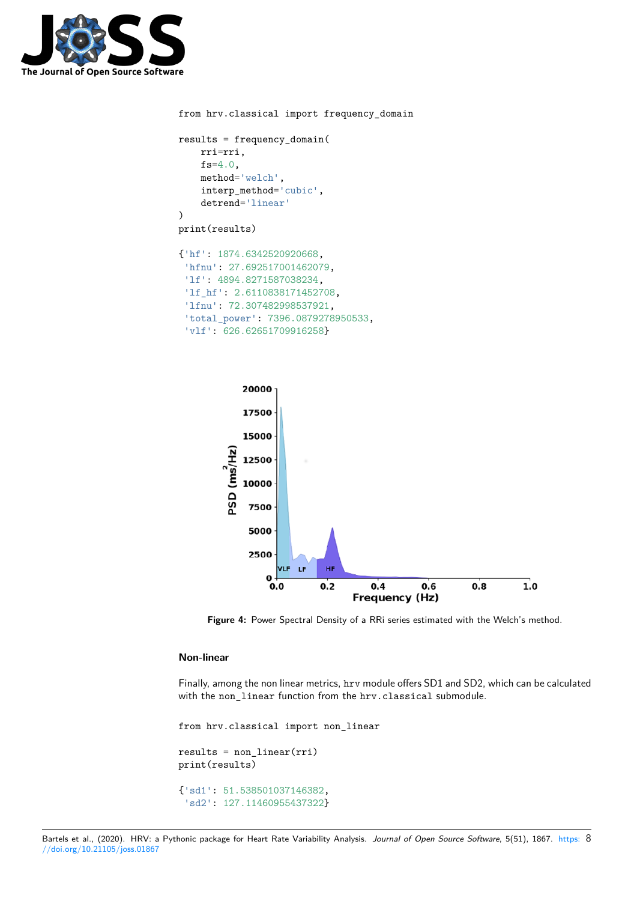```
from hrv.classical import frequency_domain

results = frequency_domain(
    rri=rri,
    fs=4.0,
    method='welch',
    interp_method='cubic',
    detrend='linear'
)
print(results)
```

```
{'hf': 1874.6342520920668,
 'hfnu': 27.692517001462079,
 'lf': 4894.8271587038234,
 'lf_hf': 2.6110838171452708,
 'lfnu': 72.307482998537921,
 'total_power': 7396.0879278950533,
 'vlf': 626.62651709916258}
```

**Figure 4:** Power Spectral Density of a RRi series estimated with the Welch's method.

### Non-linear

Finally, among the non linear metrics, `hrv` module offers SD1 and SD2, which can be calculated with the `non_linear` function from the `hrv.classical` submodule.

```
from hrv.classical import non_linear

results = non_linear(rri)
print(results)
```

```
{'sd1': 51.538501037146382,
 'sd2': 127.11460955437322}
```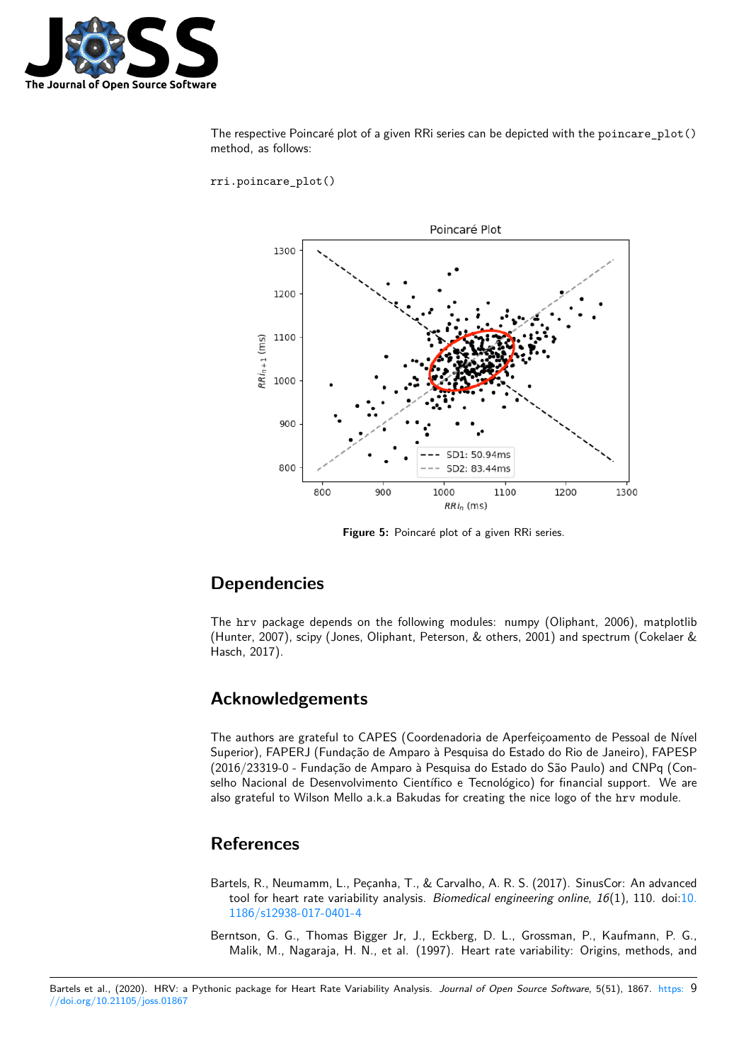The respective Poincaré plot of a given RRi series can be depicted with the `poincare_plot()` method, as follows:

```
rri.poincare_plot()
```

**Figure 5:** Poincaré plot of a given RRi series.

## Dependencies

The `hrv` package depends on the following modules: numpy (Oliphant, 2006), matplotlib (Hunter, 2007), scipy (Jones, Oliphant, Peterson, & others, 2001) and spectrum (Cokelaer & Hasch, 2017).

## Acknowledgements

The authors are grateful to CAPES (Coordenadoria de Aperfeiçoamento de Pessoal de Nível Superior), FAPERJ (Fundação de Amparo à Pesquisa do Estado do Rio de Janeiro), FAPESP (2016/23319-0 - Fundação de Amparo à Pesquisa do Estado do São Paulo) and CNPq (Conselho Nacional de Desenvolvimento Científico e Tecnológico) for financial support. We are also grateful to Wilson Mello a.k.a Bakudas for creating the nice logo of the `hrv` module.

## References

Bartels, R., Neumamm, L., Peçanha, T., & Carvalho, A. R. S. (2017). SinusCor: An advanced tool for heart rate variability analysis. *Biomedical engineering online*, *16*(1), 110. doi:10.1186/s12938-017-0401-4

Berntson, G. G., Thomas Bigger Jr, J., Eckberg, D. L., Grossman, P., Kaufmann, P. G., Malik, M., Nagaraja, H. N., et al. (1997). Heart rate variability: Origins, methods, and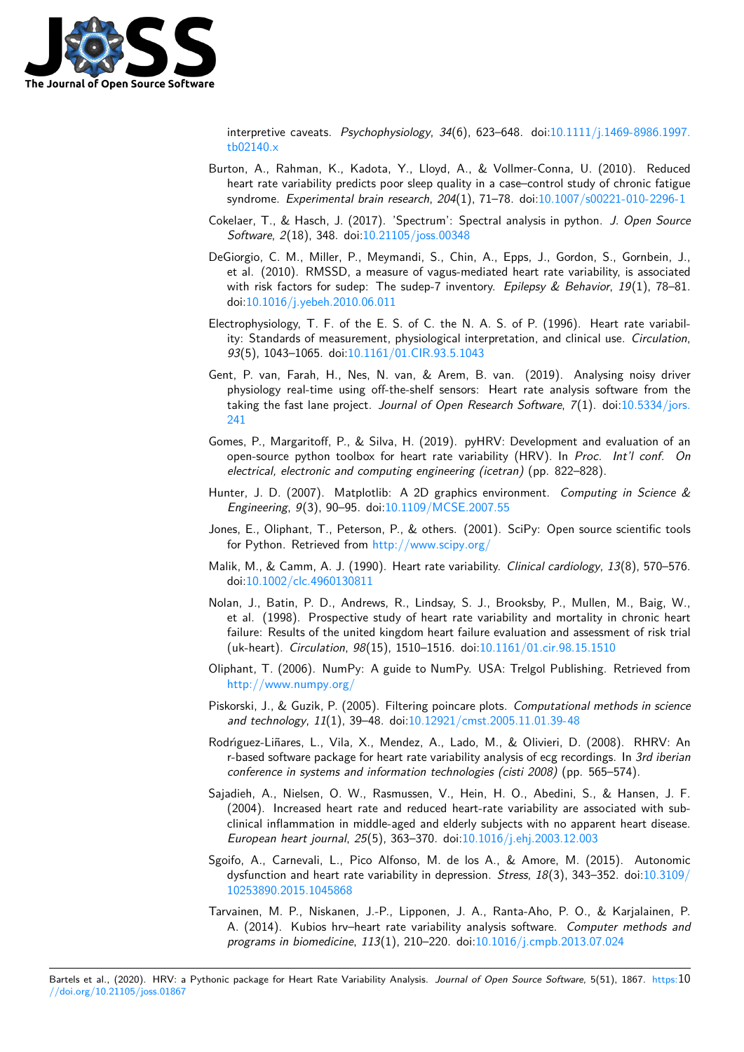interpretive caveats. *Psychophysiology*, *34*(6), 623–648. doi:10.1111/j.1469-8986.1997.tb02140.x

Burton, A., Rahman, K., Kadota, Y., Lloyd, A., & Vollmer-Conna, U. (2010). Reduced heart rate variability predicts poor sleep quality in a case–control study of chronic fatigue syndrome. *Experimental brain research*, *204*(1), 71–78. doi:10.1007/s00221-010-2296-1

Cokelaer, T., & Hasch, J. (2017). 'Spectrum': Spectral analysis in python. *J. Open Source Software*, *2*(18), 348. doi:10.21105/joss.00348

DeGiorgio, C. M., Miller, P., Meymandi, S., Chin, A., Epps, J., Gordon, S., Gornbein, J., et al. (2010). RMSSD, a measure of vagus-mediated heart rate variability, is associated with risk factors for sudep: The sudep-7 inventory. *Epilepsy & Behavior*, *19*(1), 78–81. doi:10.1016/j.yebeh.2010.06.011

Electrophysiology, T. F. of the E. S. of C. the N. A. S. of P. (1996). Heart rate variability: Standards of measurement, physiological interpretation, and clinical use. *Circulation*, *93*(5), 1043–1065. doi:10.1161/01.CIR.93.5.1043

Gent, P. van, Farah, H., Nes, N. van, & Arem, B. van. (2019). Analysing noisy driver physiology real-time using off-the-shelf sensors: Heart rate analysis software from the taking the fast lane project. *Journal of Open Research Software*, *7*(1). doi:10.5334/jors.241

Gomes, P., Margaritoff, P., & Silva, H. (2019). pyHRV: Development and evaluation of an open-source python toolbox for heart rate variability (HRV). In *Proc. Int'l conf. On electrical, electronic and computing engineering (icetran)* (pp. 822–828).

Hunter, J. D. (2007). Matplotlib: A 2D graphics environment. *Computing in Science & Engineering*, *9*(3), 90–95. doi:10.1109/MCSE.2007.55

Jones, E., Oliphant, T., Peterson, P., & others. (2001). SciPy: Open source scientific tools for Python. Retrieved from http://www.scipy.org/

Malik, M., & Camm, A. J. (1990). Heart rate variability. *Clinical cardiology*, *13*(8), 570–576. doi:10.1002/clc.4960130811

Nolan, J., Batin, P. D., Andrews, R., Lindsay, S. J., Brooksby, P., Mullen, M., Baig, W., et al. (1998). Prospective study of heart rate variability and mortality in chronic heart failure: Results of the united kingdom heart failure evaluation and assessment of risk trial (uk-heart). *Circulation*, *98*(15), 1510–1516. doi:10.1161/01.cir.98.15.1510

Oliphant, T. (2006). NumPy: A guide to NumPy. USA: Trelgol Publishing. Retrieved from http://www.numpy.org/

Piskorski, J., & Guzik, P. (2005). Filtering poincare plots. *Computational methods in science and technology*, *11*(1), 39–48. doi:10.12921/cmst.2005.11.01.39-48

Rodŕiguez-Liñares, L., Vila, X., Mendez, A., Lado, M., & Olivieri, D. (2008). RHRV: An r-based software package for heart rate variability analysis of ecg recordings. In *3rd iberian conference in systems and information technologies (cisti 2008)* (pp. 565–574).

Sajadieh, A., Nielsen, O. W., Rasmussen, V., Hein, H. O., Abedini, S., & Hansen, J. F. (2004). Increased heart rate and reduced heart-rate variability are associated with subclinical inflammation in middle-aged and elderly subjects with no apparent heart disease. *European heart journal*, *25*(5), 363–370. doi:10.1016/j.ehj.2003.12.003

Sgoifo, A., Carnevali, L., Pico Alfonso, M. de los A., & Amore, M. (2015). Autonomic dysfunction and heart rate variability in depression. *Stress*, *18*(3), 343–352. doi:10.3109/10253890.2015.1045868

Tarvainen, M. P., Niskanen, J.-P., Lipponen, J. A., Ranta-Aho, P. O., & Karjalainen, P. A. (2014). Kubios hrv–heart rate variability analysis software. *Computer methods and programs in biomedicine*, *113*(1), 210–220. doi:10.1016/j.cmpb.2013.07.024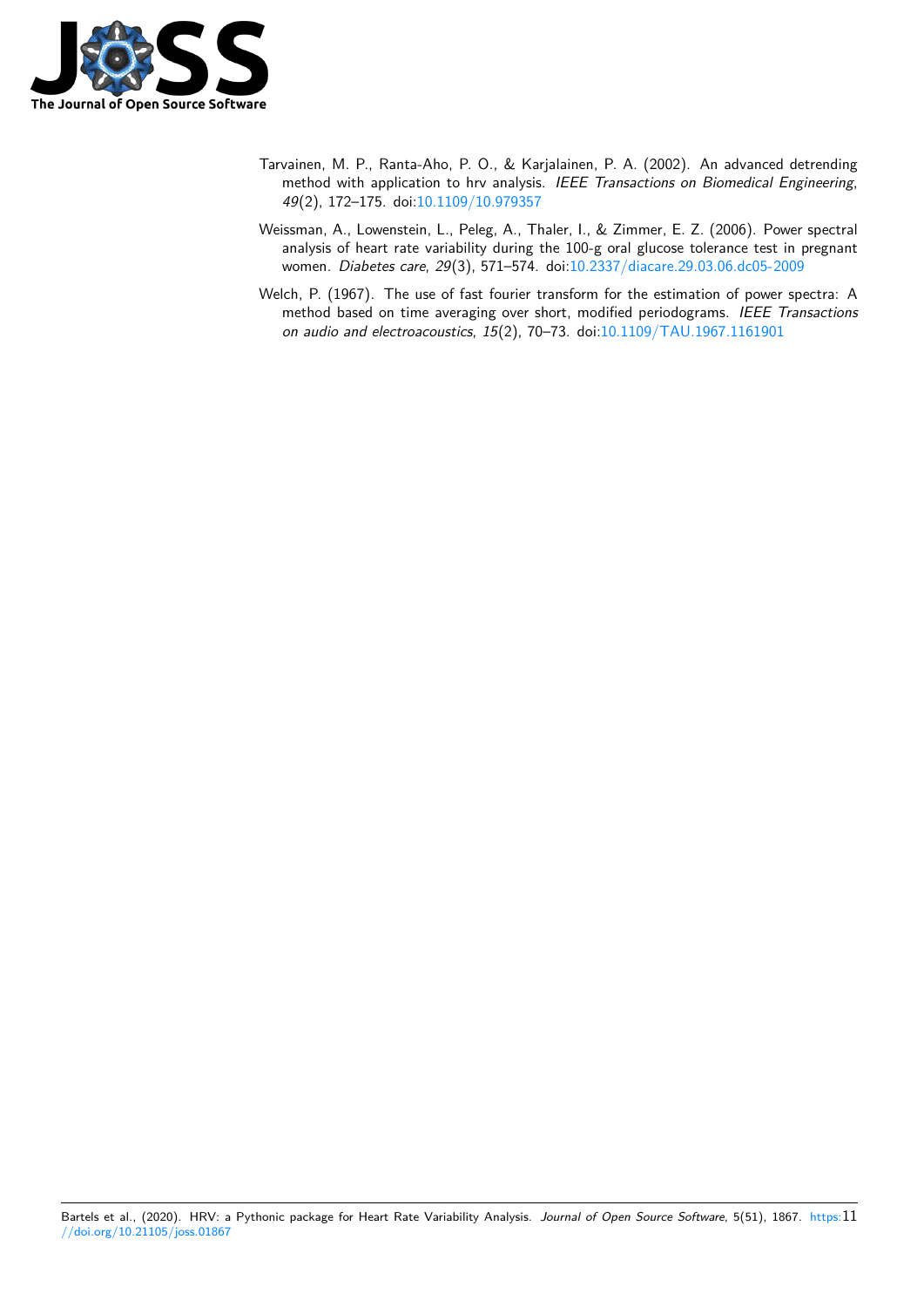Tarvainen, M. P., Ranta-Aho, P. O., & Karjalainen, P. A. (2002). An advanced detrending method with application to hrv analysis. *IEEE Transactions on Biomedical Engineering*, *49*(2), 172–175. doi:10.1109/10.979357

Weissman, A., Lowenstein, L., Peleg, A., Thaler, I., & Zimmer, E. Z. (2006). Power spectral analysis of heart rate variability during the 100-g oral glucose tolerance test in pregnant women. *Diabetes care*, *29*(3), 571–574. doi:10.2337/diacare.29.03.06.dc05-2009

Welch, P. (1967). The use of fast fourier transform for the estimation of power spectra: A method based on time averaging over short, modified periodograms. *IEEE Transactions on audio and electroacoustics*, *15*(2), 70–73. doi:10.1109/TAU.1967.1161901